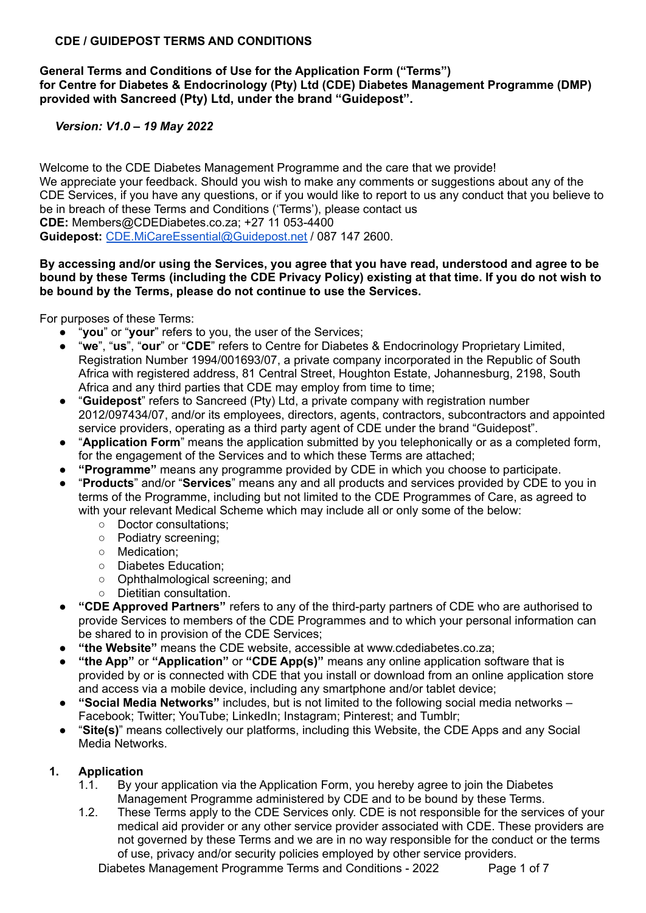# CDE / GUIDEPOST TERMS AND CONDITIONS

**General Terms and Conditions of Use for the Application Form ("Terms") for Centre for Diabetes & Endocrinology (Pty) Ltd (CDE) Diabetes Management Programme (DMP) provided with Sancreed (Pty) Ltd, under the brand "Guidepost".**

***Version: V1.0 – 19 May 2022***

Welcome to the CDE Diabetes Management Programme and the care that we provide!
We appreciate your feedback. Should you wish to make any comments or suggestions about any of the CDE Services, if you have any questions, or if you would like to report to us any conduct that you believe to be in breach of these Terms and Conditions ('Terms'), please contact us
**CDE:** Members@CDEDiabetes.co.za; +27 11 053-4400
**Guidepost:** CDE.MiCareEssential@Guidepost.net / 087 147 2600.

**By accessing and/or using the Services, you agree that you have read, understood and agree to be bound by these Terms (including the CDE Privacy Policy) existing at that time. If you do not wish to be bound by the Terms, please do not continue to use the Services.**

For purposes of these Terms:

- "**you**" or "**your**" refers to you, the user of the Services;
- "**we**", "**us**", "**our**" or "**CDE**" refers to Centre for Diabetes & Endocrinology Proprietary Limited, Registration Number 1994/001693/07, a private company incorporated in the Republic of South Africa with registered address, 81 Central Street, Houghton Estate, Johannesburg, 2198, South Africa and any third parties that CDE may employ from time to time;
- "**Guidepost**" refers to Sancreed (Pty) Ltd, a private company with registration number 2012/097434/07, and/or its employees, directors, agents, contractors, subcontractors and appointed service providers, operating as a third party agent of CDE under the brand "Guidepost".
- "**Application Form**" means the application submitted by you telephonically or as a completed form, for the engagement of the Services and to which these Terms are attached;
- **"Programme"** means any programme provided by CDE in which you choose to participate.
- "**Products**" and/or "**Services**" means any and all products and services provided by CDE to you in terms of the Programme, including but not limited to the CDE Programmes of Care, as agreed to with your relevant Medical Scheme which may include all or only some of the below:
  - Doctor consultations;
  - Podiatry screening;
  - Medication;
  - Diabetes Education;
  - Ophthalmological screening; and
  - Dietitian consultation.
- **"CDE Approved Partners"** refers to any of the third-party partners of CDE who are authorised to provide Services to members of the CDE Programmes and to which your personal information can be shared to in provision of the CDE Services;
- **"the Website"** means the CDE website, accessible at www.cdediabetes.co.za;
- **"the App"** or **"Application"** or **"CDE App(s)"** means any online application software that is provided by or is connected with CDE that you install or download from an online application store and access via a mobile device, including any smartphone and/or tablet device;
- **"Social Media Networks"** includes, but is not limited to the following social media networks – Facebook; Twitter; YouTube; LinkedIn; Instagram; Pinterest; and Tumblr;
- "**Site(s)**" means collectively our platforms, including this Website, the CDE Apps and any Social Media Networks.

## 1. Application

1.1. By your application via the Application Form, you hereby agree to join the Diabetes Management Programme administered by CDE and to be bound by these Terms.

1.2. These Terms apply to the CDE Services only. CDE is not responsible for the services of your medical aid provider or any other service provider associated with CDE. These providers are not governed by these Terms and we are in no way responsible for the conduct or the terms of use, privacy and/or security policies employed by other service providers.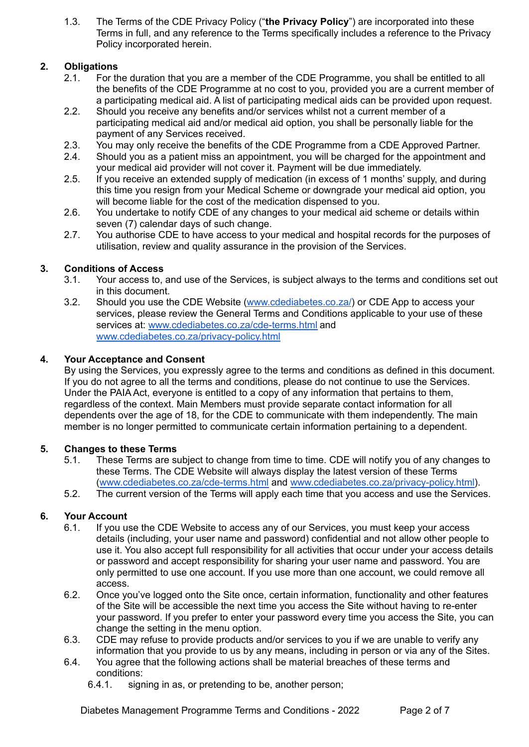1.3. The Terms of the CDE Privacy Policy ("**the Privacy Policy**") are incorporated into these Terms in full, and any reference to the Terms specifically includes a reference to the Privacy Policy incorporated herein.

## 2. Obligations

2.1. For the duration that you are a member of the CDE Programme, you shall be entitled to all the benefits of the CDE Programme at no cost to you, provided you are a current member of a participating medical aid. A list of participating medical aids can be provided upon request.

2.2. Should you receive any benefits and/or services whilst not a current member of a participating medical aid and/or medical aid option, you shall be personally liable for the payment of any Services received.

2.3. You may only receive the benefits of the CDE Programme from a CDE Approved Partner.

2.4. Should you as a patient miss an appointment, you will be charged for the appointment and your medical aid provider will not cover it. Payment will be due immediately.

2.5. If you receive an extended supply of medication (in excess of 1 months' supply, and during this time you resign from your Medical Scheme or downgrade your medical aid option, you will become liable for the cost of the medication dispensed to you.

2.6. You undertake to notify CDE of any changes to your medical aid scheme or details within seven (7) calendar days of such change.

2.7. You authorise CDE to have access to your medical and hospital records for the purposes of utilisation, review and quality assurance in the provision of the Services.

## 3. Conditions of Access

3.1. Your access to, and use of the Services, is subject always to the terms and conditions set out in this document.

3.2. Should you use the CDE Website ([www.cdediabetes.co.za/](www.cdediabetes.co.za/)) or CDE App to access your services, please review the General Terms and Conditions applicable to your use of these services at: [www.cdediabetes.co.za/cde-terms.html](www.cdediabetes.co.za/cde-terms.html) and [www.cdediabetes.co.za/privacy-policy.html](www.cdediabetes.co.za/privacy-policy.html)

## 4. Your Acceptance and Consent

By using the Services, you expressly agree to the terms and conditions as defined in this document. If you do not agree to all the terms and conditions, please do not continue to use the Services. Under the PAIA Act, everyone is entitled to a copy of any information that pertains to them, regardless of the context. Main Members must provide separate contact information for all dependents over the age of 18, for the CDE to communicate with them independently. The main member is no longer permitted to communicate certain information pertaining to a dependent.

## 5. Changes to these Terms

5.1. These Terms are subject to change from time to time. CDE will notify you of any changes to these Terms. The CDE Website will always display the latest version of these Terms ([www.cdediabetes.co.za/cde-terms.html](www.cdediabetes.co.za/cde-terms.html) and [www.cdediabetes.co.za/privacy-policy.html](www.cdediabetes.co.za/privacy-policy.html)).

5.2. The current version of the Terms will apply each time that you access and use the Services.

## 6. Your Account

6.1. If you use the CDE Website to access any of our Services, you must keep your access details (including, your user name and password) confidential and not allow other people to use it. You also accept full responsibility for all activities that occur under your access details or password and accept responsibility for sharing your user name and password. You are only permitted to use one account. If you use more than one account, we could remove all access.

6.2. Once you've logged onto the Site once, certain information, functionality and other features of the Site will be accessible the next time you access the Site without having to re-enter your password. If you prefer to enter your password every time you access the Site, you can change the setting in the menu option.

6.3. CDE may refuse to provide products and/or services to you if we are unable to verify any information that you provide to us by any means, including in person or via any of the Sites.

6.4. You agree that the following actions shall be material breaches of these terms and conditions:

   6.4.1. signing in as, or pretending to be, another person;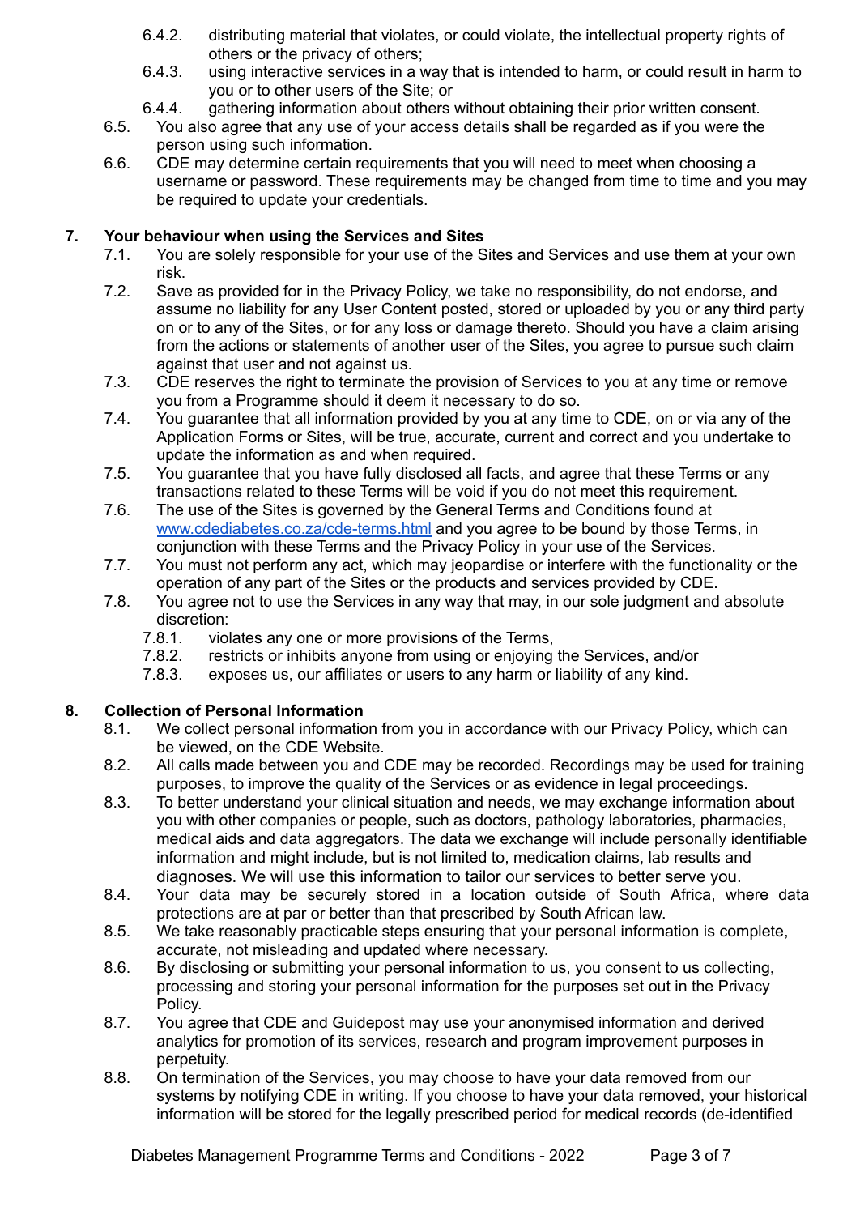6.4.2. distributing material that violates, or could violate, the intellectual property rights of others or the privacy of others;

6.4.3. using interactive services in a way that is intended to harm, or could result in harm to you or to other users of the Site; or

6.4.4. gathering information about others without obtaining their prior written consent.

6.5. You also agree that any use of your access details shall be regarded as if you were the person using such information.

6.6. CDE may determine certain requirements that you will need to meet when choosing a username or password. These requirements may be changed from time to time and you may be required to update your credentials.

**7. Your behaviour when using the Services and Sites**

7.1. You are solely responsible for your use of the Sites and Services and use them at your own risk.

7.2. Save as provided for in the Privacy Policy, we take no responsibility, do not endorse, and assume no liability for any User Content posted, stored or uploaded by you or any third party on or to any of the Sites, or for any loss or damage thereto. Should you have a claim arising from the actions or statements of another user of the Sites, you agree to pursue such claim against that user and not against us.

7.3. CDE reserves the right to terminate the provision of Services to you at any time or remove you from a Programme should it deem it necessary to do so.

7.4. You guarantee that all information provided by you at any time to CDE, on or via any of the Application Forms or Sites, will be true, accurate, current and correct and you undertake to update the information as and when required.

7.5. You guarantee that you have fully disclosed all facts, and agree that these Terms or any transactions related to these Terms will be void if you do not meet this requirement.

7.6. The use of the Sites is governed by the General Terms and Conditions found at [www.cdediabetes.co.za/cde-terms.html](www.cdediabetes.co.za/cde-terms.html) and you agree to be bound by those Terms, in conjunction with these Terms and the Privacy Policy in your use of the Services.

7.7. You must not perform any act, which may jeopardise or interfere with the functionality or the operation of any part of the Sites or the products and services provided by CDE.

7.8. You agree not to use the Services in any way that may, in our sole judgment and absolute discretion:

7.8.1. violates any one or more provisions of the Terms,

7.8.2. restricts or inhibits anyone from using or enjoying the Services, and/or

7.8.3. exposes us, our affiliates or users to any harm or liability of any kind.

**8. Collection of Personal Information**

8.1. We collect personal information from you in accordance with our Privacy Policy, which can be viewed, on the CDE Website.

8.2. All calls made between you and CDE may be recorded. Recordings may be used for training purposes, to improve the quality of the Services or as evidence in legal proceedings.

8.3. To better understand your clinical situation and needs, we may exchange information about you with other companies or people, such as doctors, pathology laboratories, pharmacies, medical aids and data aggregators. The data we exchange will include personally identifiable information and might include, but is not limited to, medication claims, lab results and diagnoses. We will use this information to tailor our services to better serve you.

8.4. Your data may be securely stored in a location outside of South Africa, where data protections are at par or better than that prescribed by South African law.

8.5. We take reasonably practicable steps ensuring that your personal information is complete, accurate, not misleading and updated where necessary.

8.6. By disclosing or submitting your personal information to us, you consent to us collecting, processing and storing your personal information for the purposes set out in the Privacy Policy.

8.7. You agree that CDE and Guidepost may use your anonymised information and derived analytics for promotion of its services, research and program improvement purposes in perpetuity.

8.8. On termination of the Services, you may choose to have your data removed from our systems by notifying CDE in writing. If you choose to have your data removed, your historical information will be stored for the legally prescribed period for medical records (de-identified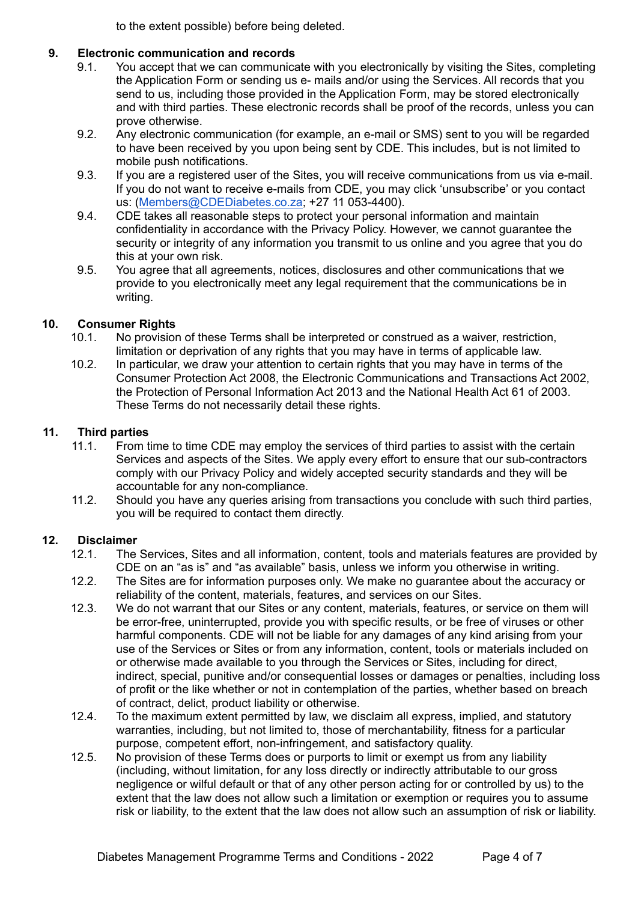to the extent possible) before being deleted.

## 9. Electronic communication and records

9.1. You accept that we can communicate with you electronically by visiting the Sites, completing the Application Form or sending us e- mails and/or using the Services. All records that you send to us, including those provided in the Application Form, may be stored electronically and with third parties. These electronic records shall be proof of the records, unless you can prove otherwise.

9.2. Any electronic communication (for example, an e-mail or SMS) sent to you will be regarded to have been received by you upon being sent by CDE. This includes, but is not limited to mobile push notifications.

9.3. If you are a registered user of the Sites, you will receive communications from us via e-mail. If you do not want to receive e-mails from CDE, you may click 'unsubscribe' or you contact us: (Members@CDEDiabetes.co.za; +27 11 053-4400).

9.4. CDE takes all reasonable steps to protect your personal information and maintain confidentiality in accordance with the Privacy Policy. However, we cannot guarantee the security or integrity of any information you transmit to us online and you agree that you do this at your own risk.

9.5. You agree that all agreements, notices, disclosures and other communications that we provide to you electronically meet any legal requirement that the communications be in writing.

## 10. Consumer Rights

10.1. No provision of these Terms shall be interpreted or construed as a waiver, restriction, limitation or deprivation of any rights that you may have in terms of applicable law.

10.2. In particular, we draw your attention to certain rights that you may have in terms of the Consumer Protection Act 2008, the Electronic Communications and Transactions Act 2002, the Protection of Personal Information Act 2013 and the National Health Act 61 of 2003. These Terms do not necessarily detail these rights.

## 11. Third parties

11.1. From time to time CDE may employ the services of third parties to assist with the certain Services and aspects of the Sites. We apply every effort to ensure that our sub-contractors comply with our Privacy Policy and widely accepted security standards and they will be accountable for any non-compliance.

11.2. Should you have any queries arising from transactions you conclude with such third parties, you will be required to contact them directly.

## 12. Disclaimer

12.1. The Services, Sites and all information, content, tools and materials features are provided by CDE on an "as is" and "as available" basis, unless we inform you otherwise in writing.

12.2. The Sites are for information purposes only. We make no guarantee about the accuracy or reliability of the content, materials, features, and services on our Sites.

12.3. We do not warrant that our Sites or any content, materials, features, or service on them will be error-free, uninterrupted, provide you with specific results, or be free of viruses or other harmful components. CDE will not be liable for any damages of any kind arising from your use of the Services or Sites or from any information, content, tools or materials included on or otherwise made available to you through the Services or Sites, including for direct, indirect, special, punitive and/or consequential losses or damages or penalties, including loss of profit or the like whether or not in contemplation of the parties, whether based on breach of contract, delict, product liability or otherwise.

12.4. To the maximum extent permitted by law, we disclaim all express, implied, and statutory warranties, including, but not limited to, those of merchantability, fitness for a particular purpose, competent effort, non-infringement, and satisfactory quality.

12.5. No provision of these Terms does or purports to limit or exempt us from any liability (including, without limitation, for any loss directly or indirectly attributable to our gross negligence or wilful default or that of any other person acting for or controlled by us) to the extent that the law does not allow such a limitation or exemption or requires you to assume risk or liability, to the extent that the law does not allow such an assumption of risk or liability.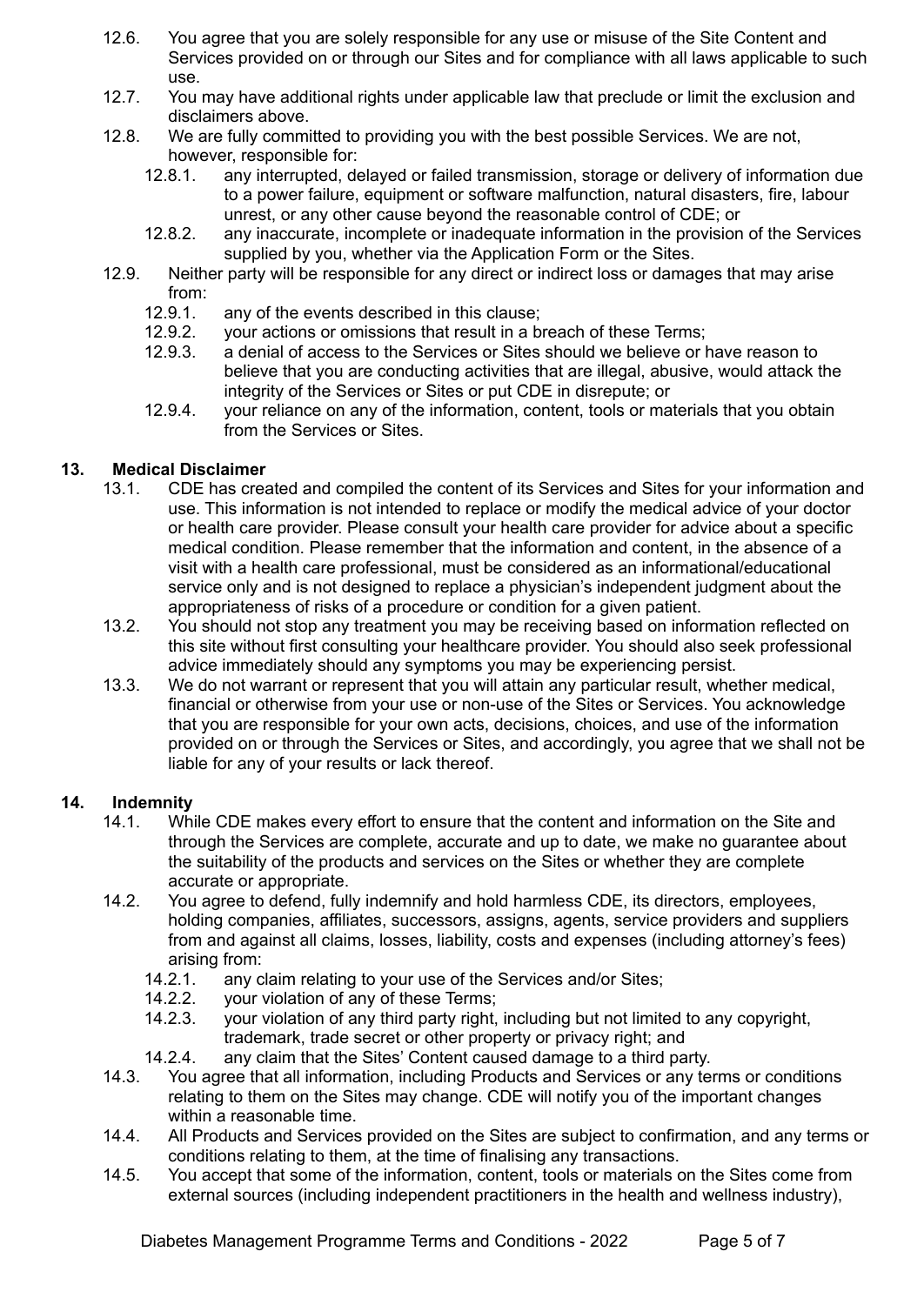12.6. You agree that you are solely responsible for any use or misuse of the Site Content and Services provided on or through our Sites and for compliance with all laws applicable to such use.

12.7. You may have additional rights under applicable law that preclude or limit the exclusion and disclaimers above.

12.8. We are fully committed to providing you with the best possible Services. We are not, however, responsible for:

- 12.8.1. any interrupted, delayed or failed transmission, storage or delivery of information due to a power failure, equipment or software malfunction, natural disasters, fire, labour unrest, or any other cause beyond the reasonable control of CDE; or
- 12.8.2. any inaccurate, incomplete or inadequate information in the provision of the Services supplied by you, whether via the Application Form or the Sites.

12.9. Neither party will be responsible for any direct or indirect loss or damages that may arise from:

- 12.9.1. any of the events described in this clause;
- 12.9.2. your actions or omissions that result in a breach of these Terms;
- 12.9.3. a denial of access to the Services or Sites should we believe or have reason to believe that you are conducting activities that are illegal, abusive, would attack the integrity of the Services or Sites or put CDE in disrepute; or
- 12.9.4. your reliance on any of the information, content, tools or materials that you obtain from the Services or Sites.

## 13. Medical Disclaimer

13.1. CDE has created and compiled the content of its Services and Sites for your information and use. This information is not intended to replace or modify the medical advice of your doctor or health care provider. Please consult your health care provider for advice about a specific medical condition. Please remember that the information and content, in the absence of a visit with a health care professional, must be considered as an informational/educational service only and is not designed to replace a physician's independent judgment about the appropriateness of risks of a procedure or condition for a given patient.

13.2. You should not stop any treatment you may be receiving based on information reflected on this site without first consulting your healthcare provider. You should also seek professional advice immediately should any symptoms you may be experiencing persist.

13.3. We do not warrant or represent that you will attain any particular result, whether medical, financial or otherwise from your use or non-use of the Sites or Services. You acknowledge that you are responsible for your own acts, decisions, choices, and use of the information provided on or through the Services or Sites, and accordingly, you agree that we shall not be liable for any of your results or lack thereof.

## 14. Indemnity

14.1. While CDE makes every effort to ensure that the content and information on the Site and through the Services are complete, accurate and up to date, we make no guarantee about the suitability of the products and services on the Sites or whether they are complete accurate or appropriate.

14.2. You agree to defend, fully indemnify and hold harmless CDE, its directors, employees, holding companies, affiliates, successors, assigns, agents, service providers and suppliers from and against all claims, losses, liability, costs and expenses (including attorney's fees) arising from:

- 14.2.1. any claim relating to your use of the Services and/or Sites;
- 14.2.2. your violation of any of these Terms;
- 14.2.3. your violation of any third party right, including but not limited to any copyright, trademark, trade secret or other property or privacy right; and
- 14.2.4. any claim that the Sites' Content caused damage to a third party.

14.3. You agree that all information, including Products and Services or any terms or conditions relating to them on the Sites may change. CDE will notify you of the important changes within a reasonable time.

14.4. All Products and Services provided on the Sites are subject to confirmation, and any terms or conditions relating to them, at the time of finalising any transactions.

14.5. You accept that some of the information, content, tools or materials on the Sites come from external sources (including independent practitioners in the health and wellness industry),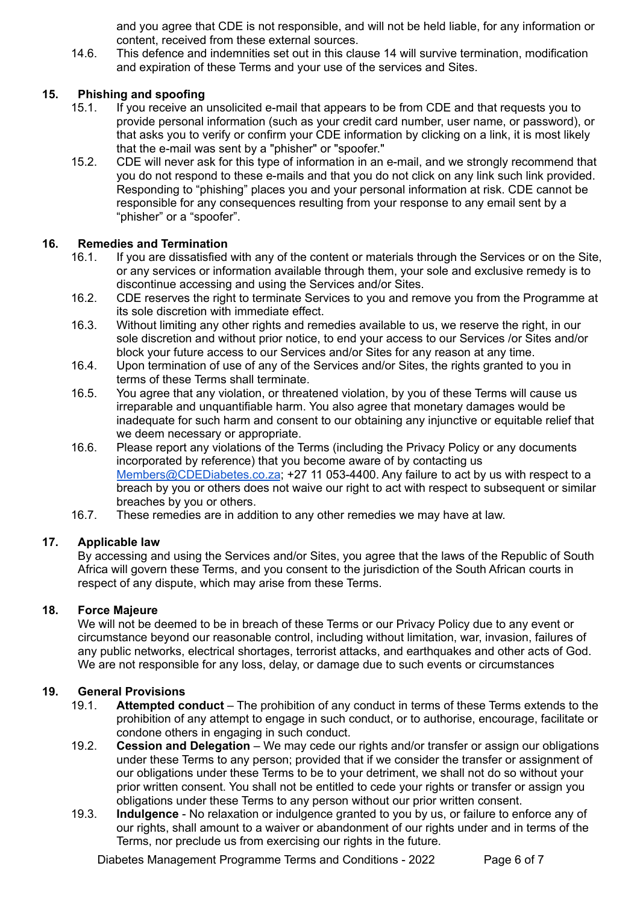and you agree that CDE is not responsible, and will not be held liable, for any information or content, received from these external sources.

14.6. This defence and indemnities set out in this clause 14 will survive termination, modification and expiration of these Terms and your use of the services and Sites.

## 15. Phishing and spoofing

15.1. If you receive an unsolicited e-mail that appears to be from CDE and that requests you to provide personal information (such as your credit card number, user name, or password), or that asks you to verify or confirm your CDE information by clicking on a link, it is most likely that the e-mail was sent by a "phisher" or "spoofer."

15.2. CDE will never ask for this type of information in an e-mail, and we strongly recommend that you do not respond to these e-mails and that you do not click on any link such link provided. Responding to "phishing" places you and your personal information at risk. CDE cannot be responsible for any consequences resulting from your response to any email sent by a "phisher" or a "spoofer".

## 16. Remedies and Termination

16.1. If you are dissatisfied with any of the content or materials through the Services or on the Site, or any services or information available through them, your sole and exclusive remedy is to discontinue accessing and using the Services and/or Sites.

16.2. CDE reserves the right to terminate Services to you and remove you from the Programme at its sole discretion with immediate effect.

16.3. Without limiting any other rights and remedies available to us, we reserve the right, in our sole discretion and without prior notice, to end your access to our Services /or Sites and/or block your future access to our Services and/or Sites for any reason at any time.

16.4. Upon termination of use of any of the Services and/or Sites, the rights granted to you in terms of these Terms shall terminate.

16.5. You agree that any violation, or threatened violation, by you of these Terms will cause us irreparable and unquantifiable harm. You also agree that monetary damages would be inadequate for such harm and consent to our obtaining any injunctive or equitable relief that we deem necessary or appropriate.

16.6. Please report any violations of the Terms (including the Privacy Policy or any documents incorporated by reference) that you become aware of by contacting us Members@CDEDiabetes.co.za; +27 11 053-4400. Any failure to act by us with respect to a breach by you or others does not waive our right to act with respect to subsequent or similar breaches by you or others.

16.7. These remedies are in addition to any other remedies we may have at law.

## 17. Applicable law

By accessing and using the Services and/or Sites, you agree that the laws of the Republic of South Africa will govern these Terms, and you consent to the jurisdiction of the South African courts in respect of any dispute, which may arise from these Terms.

## 18. Force Majeure

We will not be deemed to be in breach of these Terms or our Privacy Policy due to any event or circumstance beyond our reasonable control, including without limitation, war, invasion, failures of any public networks, electrical shortages, terrorist attacks, and earthquakes and other acts of God. We are not responsible for any loss, delay, or damage due to such events or circumstances

## 19. General Provisions

19.1. **Attempted conduct** – The prohibition of any conduct in terms of these Terms extends to the prohibition of any attempt to engage in such conduct, or to authorise, encourage, facilitate or condone others in engaging in such conduct.

19.2. **Cession and Delegation** – We may cede our rights and/or transfer or assign our obligations under these Terms to any person; provided that if we consider the transfer or assignment of our obligations under these Terms to be to your detriment, we shall not do so without your prior written consent. You shall not be entitled to cede your rights or transfer or assign you obligations under these Terms to any person without our prior written consent.

19.3. **Indulgence** - No relaxation or indulgence granted to you by us, or failure to enforce any of our rights, shall amount to a waiver or abandonment of our rights under and in terms of the Terms, nor preclude us from exercising our rights in the future.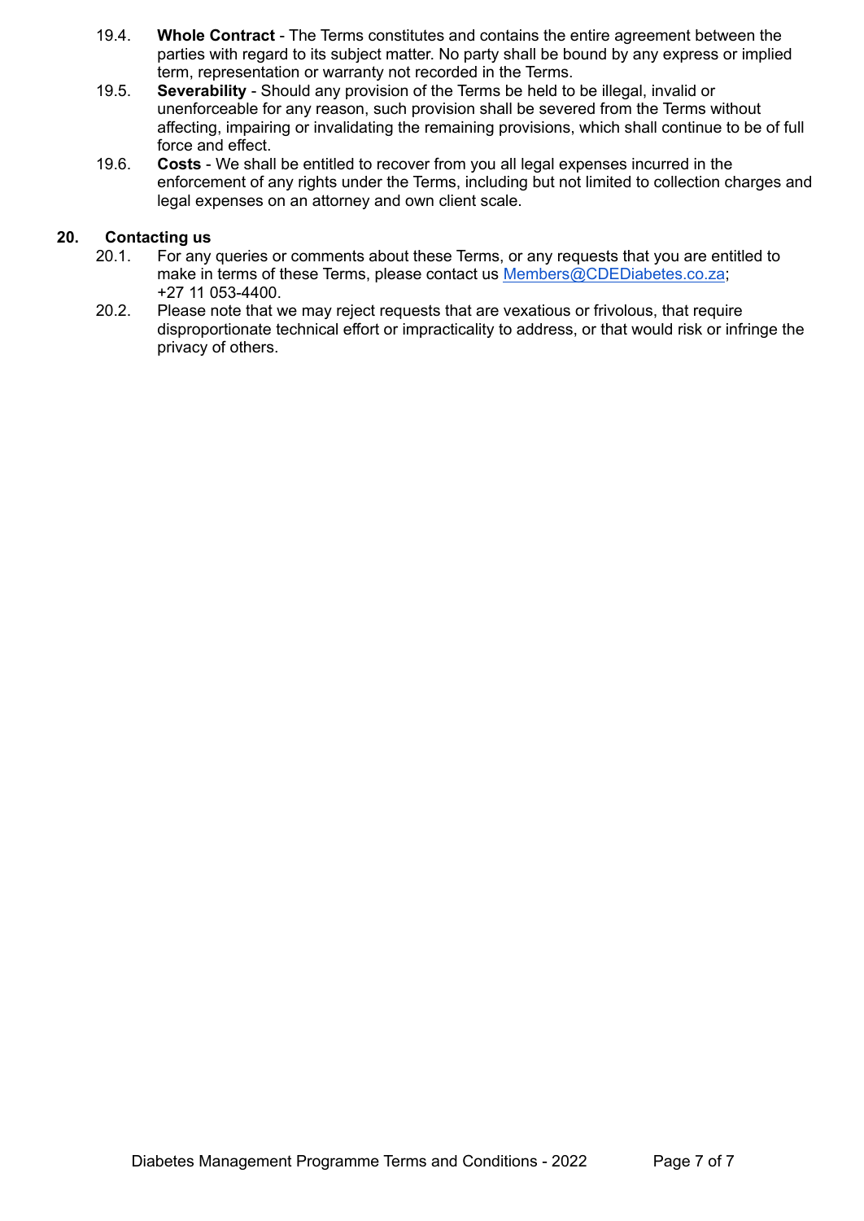19.4. **Whole Contract** - The Terms constitutes and contains the entire agreement between the parties with regard to its subject matter. No party shall be bound by any express or implied term, representation or warranty not recorded in the Terms.

19.5. **Severability** - Should any provision of the Terms be held to be illegal, invalid or unenforceable for any reason, such provision shall be severed from the Terms without affecting, impairing or invalidating the remaining provisions, which shall continue to be of full force and effect.

19.6. **Costs** - We shall be entitled to recover from you all legal expenses incurred in the enforcement of any rights under the Terms, including but not limited to collection charges and legal expenses on an attorney and own client scale.

## 20. Contacting us

20.1. For any queries or comments about these Terms, or any requests that you are entitled to make in terms of these Terms, please contact us [Members@CDEDiabetes.co.za](mailto:Members@CDEDiabetes.co.za); +27 11 053-4400.

20.2. Please note that we may reject requests that are vexatious or frivolous, that require disproportionate technical effort or impracticality to address, or that would risk or infringe the privacy of others.